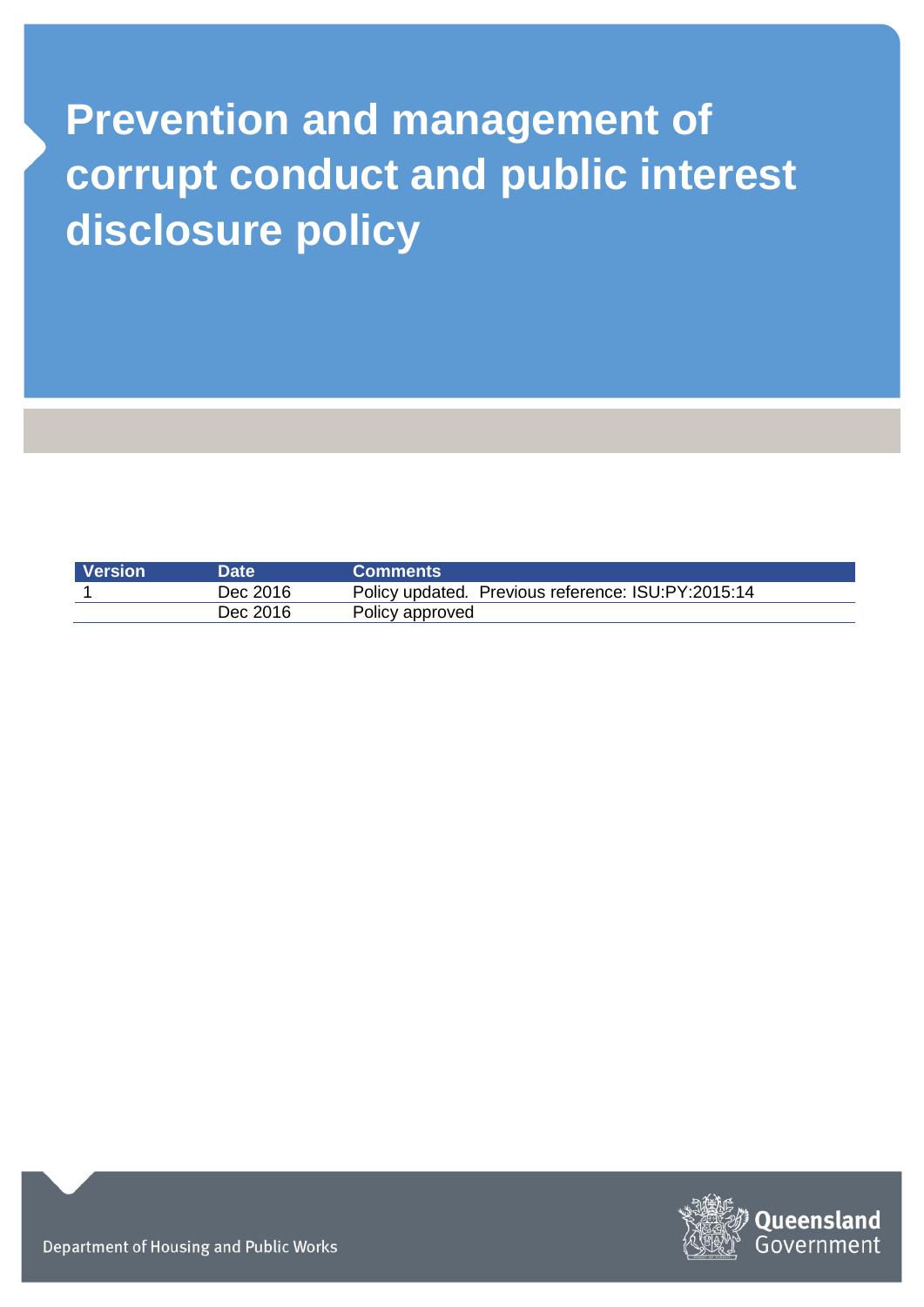# Prevention and management of corrupt conduct and public interest disclosure policy

| Version | Date | Comments |
| --- | --- | --- |
| 1 | Dec 2016 | Policy updated. Previous reference: ISU:PY:2015:14 |
| | Dec 2016 | Policy approved |

Department of Housing and Public Works

Queensland Government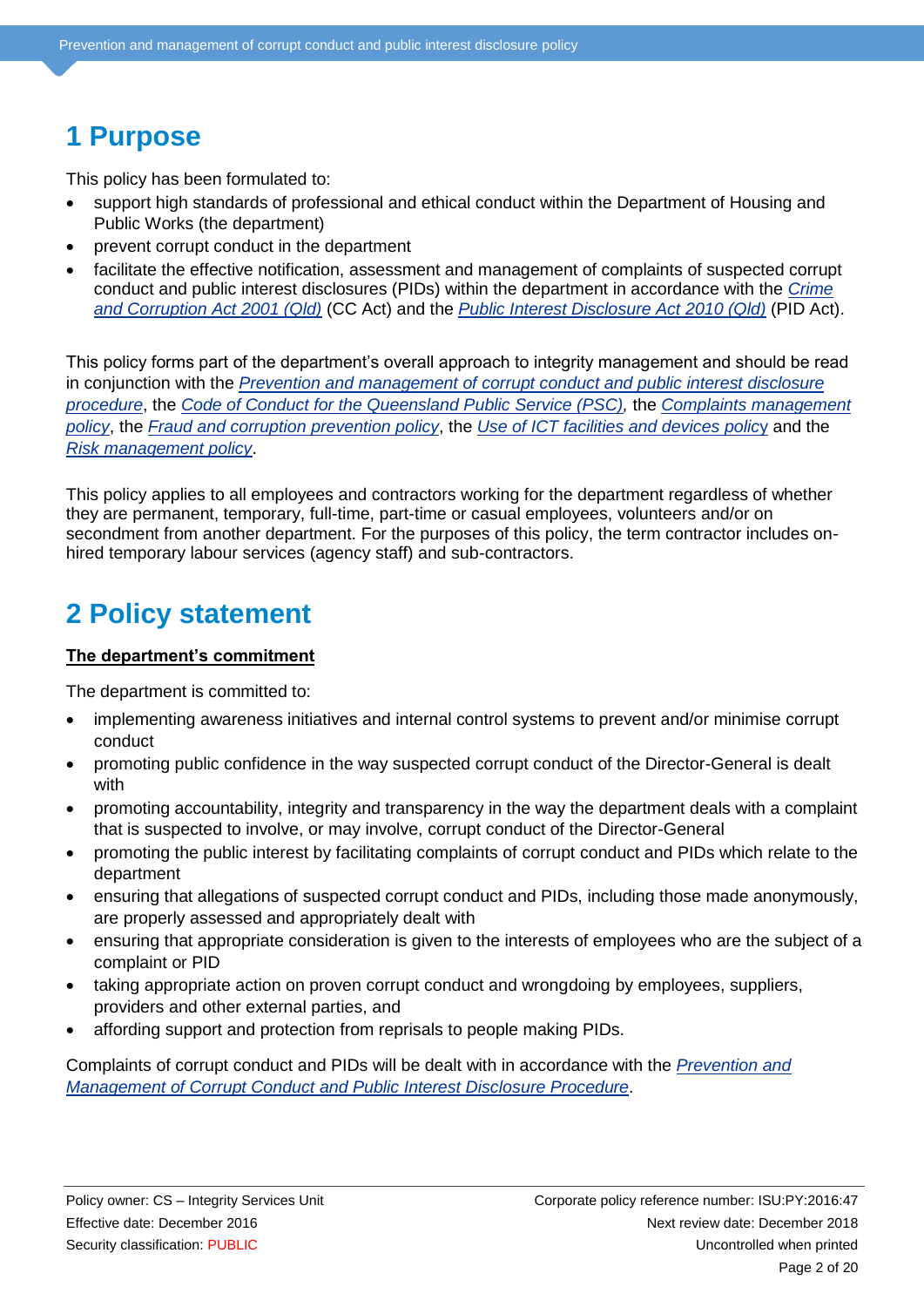# 1 Purpose

This policy has been formulated to:

- support high standards of professional and ethical conduct within the Department of Housing and Public Works (the department)
- prevent corrupt conduct in the department
- facilitate the effective notification, assessment and management of complaints of suspected corrupt conduct and public interest disclosures (PIDs) within the department in accordance with the *Crime and Corruption Act 2001 (Qld)* (CC Act) and the *Public Interest Disclosure Act 2010 (Qld)* (PID Act).

This policy forms part of the department's overall approach to integrity management and should be read in conjunction with the *Prevention and management of corrupt conduct and public interest disclosure procedure*, the *Code of Conduct for the Queensland Public Service (PSC),* the *Complaints management policy*, the *Fraud and corruption prevention policy*, the *Use of ICT facilities and devices policy* and the *Risk management policy*.

This policy applies to all employees and contractors working for the department regardless of whether they are permanent, temporary, full-time, part-time or casual employees, volunteers and/or on secondment from another department. For the purposes of this policy, the term contractor includes on-hired temporary labour services (agency staff) and sub-contractors.

# 2 Policy statement

**The department's commitment**

The department is committed to:

- implementing awareness initiatives and internal control systems to prevent and/or minimise corrupt conduct
- promoting public confidence in the way suspected corrupt conduct of the Director-General is dealt with
- promoting accountability, integrity and transparency in the way the department deals with a complaint that is suspected to involve, or may involve, corrupt conduct of the Director-General
- promoting the public interest by facilitating complaints of corrupt conduct and PIDs which relate to the department
- ensuring that allegations of suspected corrupt conduct and PIDs, including those made anonymously, are properly assessed and appropriately dealt with
- ensuring that appropriate consideration is given to the interests of employees who are the subject of a complaint or PID
- taking appropriate action on proven corrupt conduct and wrongdoing by employees, suppliers, providers and other external parties, and
- affording support and protection from reprisals to people making PIDs.

Complaints of corrupt conduct and PIDs will be dealt with in accordance with the *Prevention and Management of Corrupt Conduct and Public Interest Disclosure Procedure*.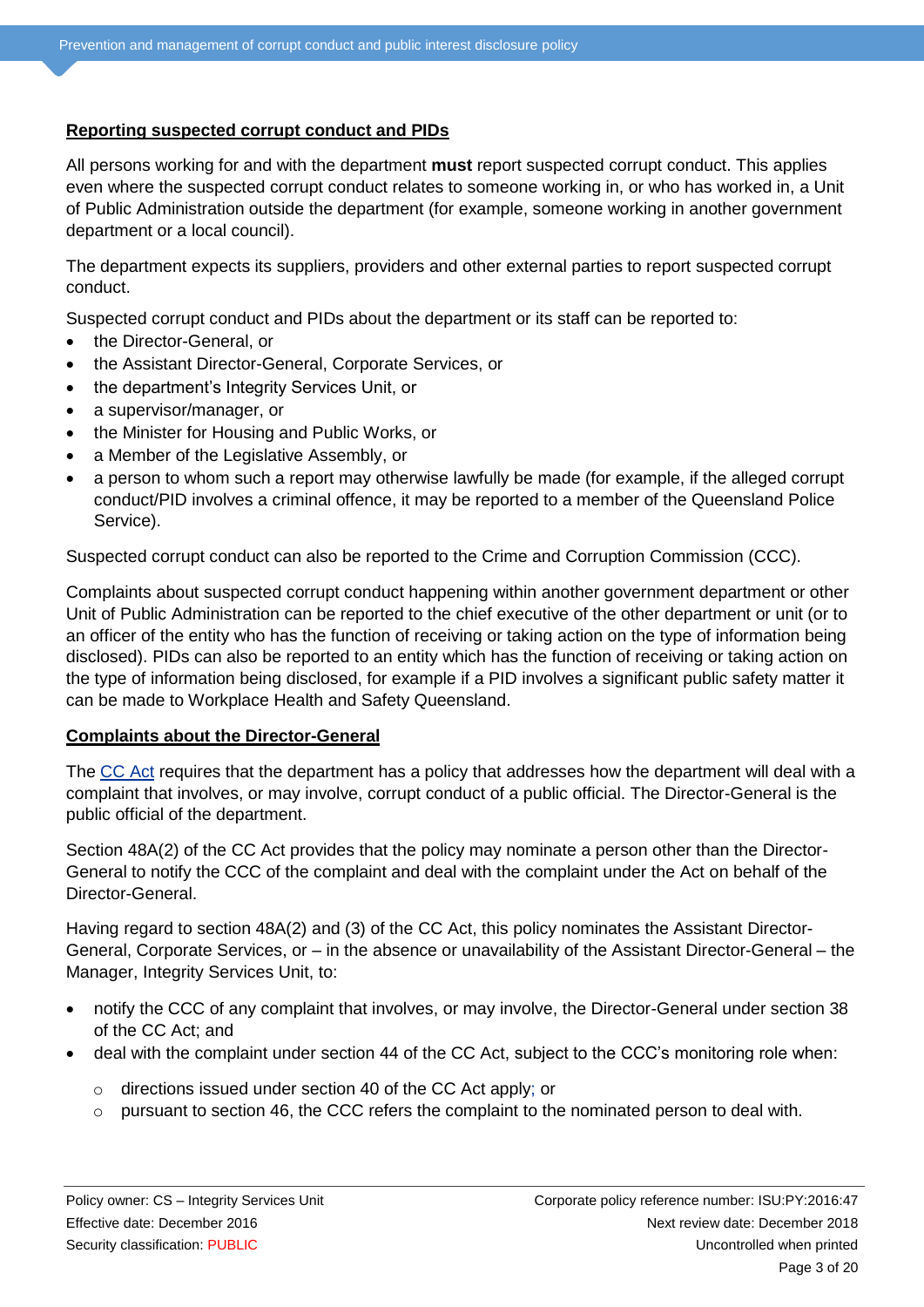**Reporting suspected corrupt conduct and PIDs**

All persons working for and with the department **must** report suspected corrupt conduct. This applies even where the suspected corrupt conduct relates to someone working in, or who has worked in, a Unit of Public Administration outside the department (for example, someone working in another government department or a local council).

The department expects its suppliers, providers and other external parties to report suspected corrupt conduct.

Suspected corrupt conduct and PIDs about the department or its staff can be reported to:

- the Director-General, or
- the Assistant Director-General, Corporate Services, or
- the department's Integrity Services Unit, or
- a supervisor/manager, or
- the Minister for Housing and Public Works, or
- a Member of the Legislative Assembly, or
- a person to whom such a report may otherwise lawfully be made (for example, if the alleged corrupt conduct/PID involves a criminal offence, it may be reported to a member of the Queensland Police Service).

Suspected corrupt conduct can also be reported to the Crime and Corruption Commission (CCC).

Complaints about suspected corrupt conduct happening within another government department or other Unit of Public Administration can be reported to the chief executive of the other department or unit (or to an officer of the entity who has the function of receiving or taking action on the type of information being disclosed). PIDs can also be reported to an entity which has the function of receiving or taking action on the type of information being disclosed, for example if a PID involves a significant public safety matter it can be made to Workplace Health and Safety Queensland.

**Complaints about the Director-General**

The CC Act requires that the department has a policy that addresses how the department will deal with a complaint that involves, or may involve, corrupt conduct of a public official. The Director-General is the public official of the department.

Section 48A(2) of the CC Act provides that the policy may nominate a person other than the Director-General to notify the CCC of the complaint and deal with the complaint under the Act on behalf of the Director-General.

Having regard to section 48A(2) and (3) of the CC Act, this policy nominates the Assistant Director-General, Corporate Services, or – in the absence or unavailability of the Assistant Director-General – the Manager, Integrity Services Unit, to:

- notify the CCC of any complaint that involves, or may involve, the Director-General under section 38 of the CC Act; and
- deal with the complaint under section 44 of the CC Act, subject to the CCC's monitoring role when:
  - directions issued under section 40 of the CC Act apply; or
  - pursuant to section 46, the CCC refers the complaint to the nominated person to deal with.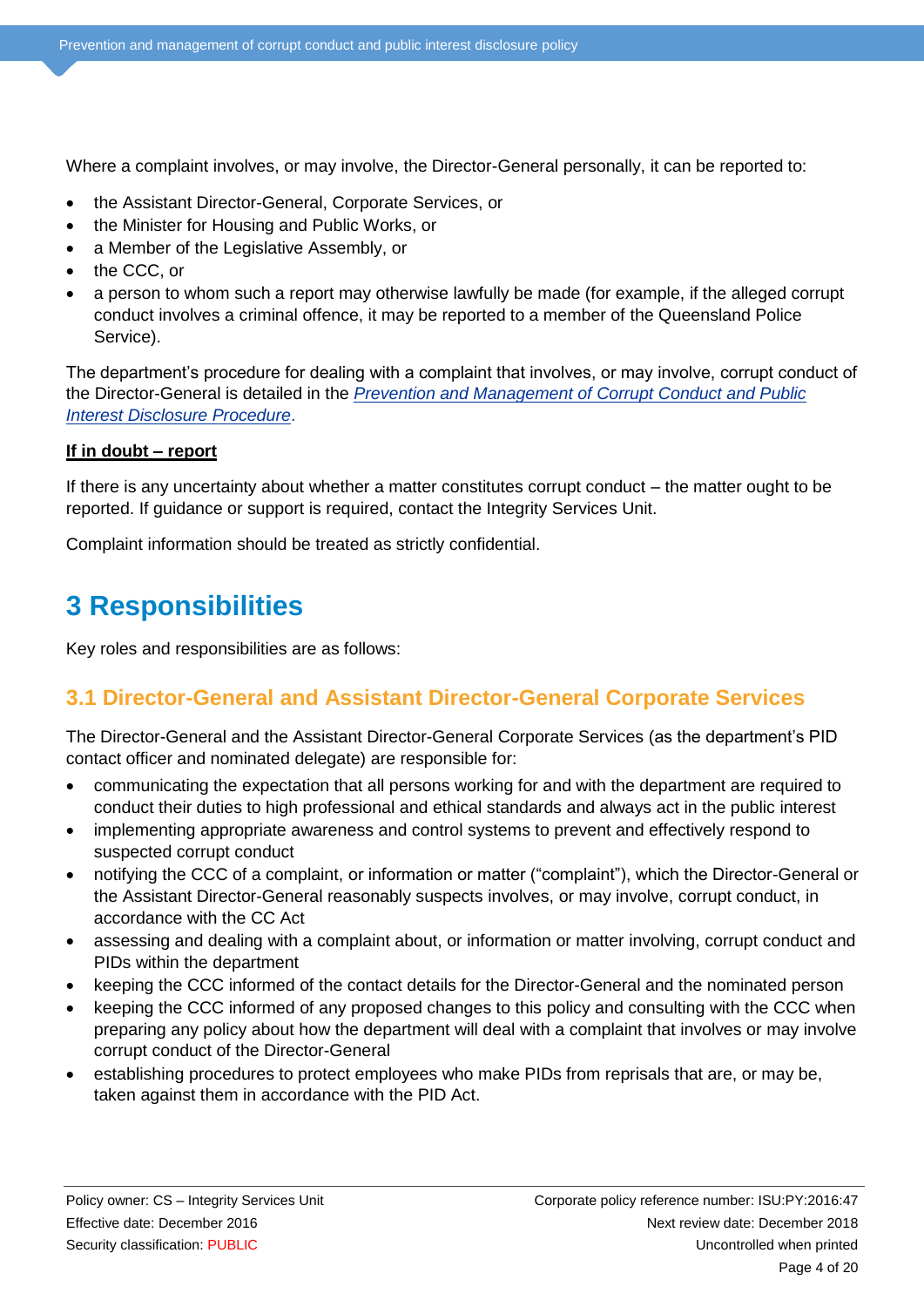Where a complaint involves, or may involve, the Director-General personally, it can be reported to:

- the Assistant Director-General, Corporate Services, or
- the Minister for Housing and Public Works, or
- a Member of the Legislative Assembly, or
- the CCC, or
- a person to whom such a report may otherwise lawfully be made (for example, if the alleged corrupt conduct involves a criminal offence, it may be reported to a member of the Queensland Police Service).

The department's procedure for dealing with a complaint that involves, or may involve, corrupt conduct of the Director-General is detailed in the *Prevention and Management of Corrupt Conduct and Public Interest Disclosure Procedure*.

**If in doubt – report**

If there is any uncertainty about whether a matter constitutes corrupt conduct – the matter ought to be reported. If guidance or support is required, contact the Integrity Services Unit.

Complaint information should be treated as strictly confidential.

# 3 Responsibilities

Key roles and responsibilities are as follows:

## 3.1 Director-General and Assistant Director-General Corporate Services

The Director-General and the Assistant Director-General Corporate Services (as the department's PID contact officer and nominated delegate) are responsible for:

- communicating the expectation that all persons working for and with the department are required to conduct their duties to high professional and ethical standards and always act in the public interest
- implementing appropriate awareness and control systems to prevent and effectively respond to suspected corrupt conduct
- notifying the CCC of a complaint, or information or matter ("complaint"), which the Director-General or the Assistant Director-General reasonably suspects involves, or may involve, corrupt conduct, in accordance with the CC Act
- assessing and dealing with a complaint about, or information or matter involving, corrupt conduct and PIDs within the department
- keeping the CCC informed of the contact details for the Director-General and the nominated person
- keeping the CCC informed of any proposed changes to this policy and consulting with the CCC when preparing any policy about how the department will deal with a complaint that involves or may involve corrupt conduct of the Director-General
- establishing procedures to protect employees who make PIDs from reprisals that are, or may be, taken against them in accordance with the PID Act.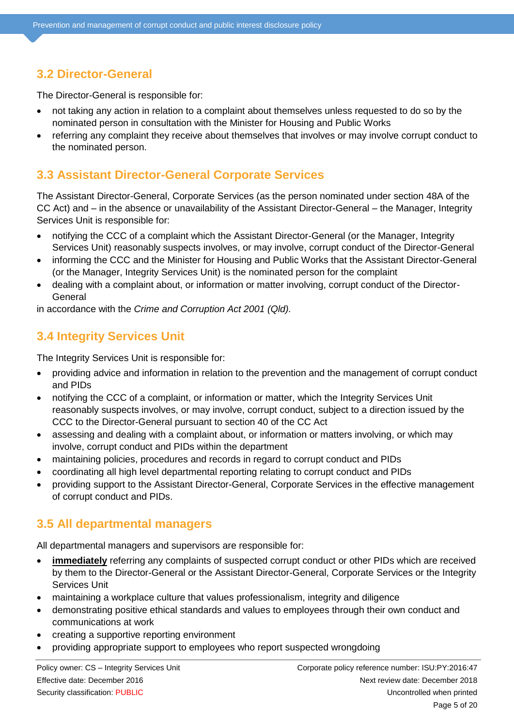## 3.2 Director-General

The Director-General is responsible for:

- not taking any action in relation to a complaint about themselves unless requested to do so by the nominated person in consultation with the Minister for Housing and Public Works
- referring any complaint they receive about themselves that involves or may involve corrupt conduct to the nominated person.

## 3.3 Assistant Director-General Corporate Services

The Assistant Director-General, Corporate Services (as the person nominated under section 48A of the CC Act) and – in the absence or unavailability of the Assistant Director-General – the Manager, Integrity Services Unit is responsible for:

- notifying the CCC of a complaint which the Assistant Director-General (or the Manager, Integrity Services Unit) reasonably suspects involves, or may involve, corrupt conduct of the Director-General
- informing the CCC and the Minister for Housing and Public Works that the Assistant Director-General (or the Manager, Integrity Services Unit) is the nominated person for the complaint
- dealing with a complaint about, or information or matter involving, corrupt conduct of the Director-General

in accordance with the *Crime and Corruption Act 2001 (Qld)*.

## 3.4 Integrity Services Unit

The Integrity Services Unit is responsible for:

- providing advice and information in relation to the prevention and the management of corrupt conduct and PIDs
- notifying the CCC of a complaint, or information or matter, which the Integrity Services Unit reasonably suspects involves, or may involve, corrupt conduct, subject to a direction issued by the CCC to the Director-General pursuant to section 40 of the CC Act
- assessing and dealing with a complaint about, or information or matters involving, or which may involve, corrupt conduct and PIDs within the department
- maintaining policies, procedures and records in regard to corrupt conduct and PIDs
- coordinating all high level departmental reporting relating to corrupt conduct and PIDs
- providing support to the Assistant Director-General, Corporate Services in the effective management of corrupt conduct and PIDs.

## 3.5 All departmental managers

All departmental managers and supervisors are responsible for:

- **immediately** referring any complaints of suspected corrupt conduct or other PIDs which are received by them to the Director-General or the Assistant Director-General, Corporate Services or the Integrity Services Unit
- maintaining a workplace culture that values professionalism, integrity and diligence
- demonstrating positive ethical standards and values to employees through their own conduct and communications at work
- creating a supportive reporting environment
- providing appropriate support to employees who report suspected wrongdoing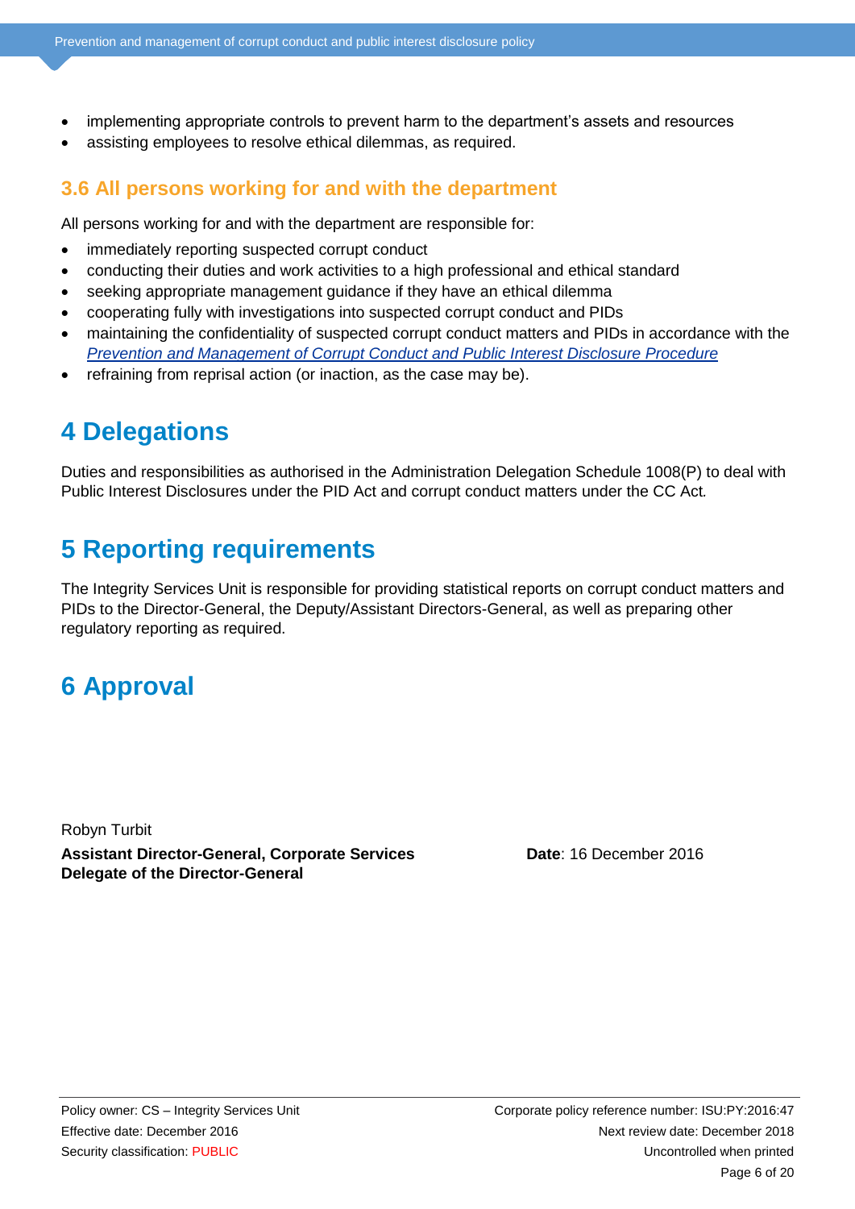- implementing appropriate controls to prevent harm to the department's assets and resources
- assisting employees to resolve ethical dilemmas, as required.

### 3.6 All persons working for and with the department

All persons working for and with the department are responsible for:

- immediately reporting suspected corrupt conduct
- conducting their duties and work activities to a high professional and ethical standard
- seeking appropriate management guidance if they have an ethical dilemma
- cooperating fully with investigations into suspected corrupt conduct and PIDs
- maintaining the confidentiality of suspected corrupt conduct matters and PIDs in accordance with the *Prevention and Management of Corrupt Conduct and Public Interest Disclosure Procedure*
- refraining from reprisal action (or inaction, as the case may be).

## 4 Delegations

Duties and responsibilities as authorised in the Administration Delegation Schedule 1008(P) to deal with Public Interest Disclosures under the PID Act and corrupt conduct matters under the CC Act.

## 5 Reporting requirements

The Integrity Services Unit is responsible for providing statistical reports on corrupt conduct matters and PIDs to the Director-General, the Deputy/Assistant Directors-General, as well as preparing other regulatory reporting as required.

## 6 Approval

Robyn Turbit

**Assistant Director-General, Corporate Services**
**Delegate of the Director-General**

**Date**: 16 December 2016

Policy owner: CS – Integrity Services Unit
Effective date: December 2016
Security classification: PUBLIC

Corporate policy reference number: ISU:PY:2016:47
Next review date: December 2018
Uncontrolled when printed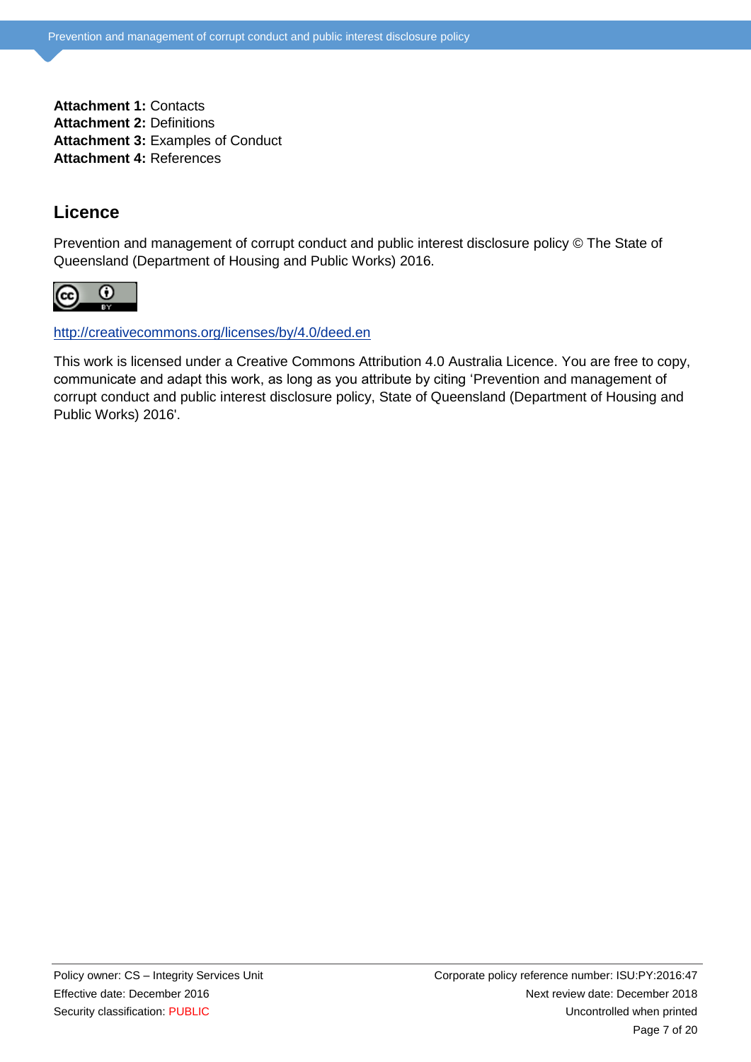**Attachment 1:** Contacts
**Attachment 2:** Definitions
**Attachment 3:** Examples of Conduct
**Attachment 4:** References

## Licence

Prevention and management of corrupt conduct and public interest disclosure policy © The State of Queensland (Department of Housing and Public Works) 2016.

http://creativecommons.org/licenses/by/4.0/deed.en

This work is licensed under a Creative Commons Attribution 4.0 Australia Licence. You are free to copy, communicate and adapt this work, as long as you attribute by citing 'Prevention and management of corrupt conduct and public interest disclosure policy, State of Queensland (Department of Housing and Public Works) 2016'.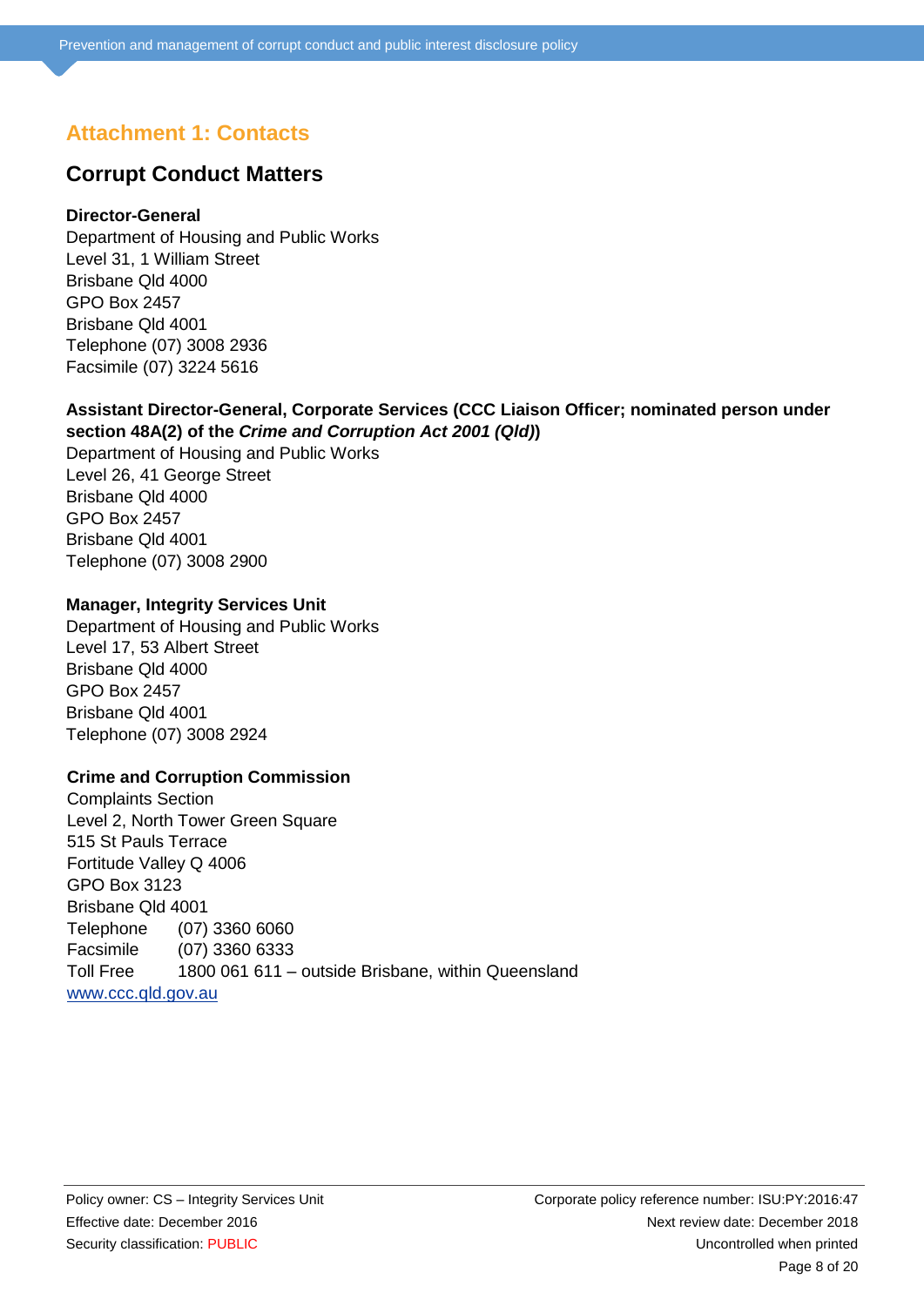## Attachment 1: Contacts

### Corrupt Conduct Matters

**Director-General**
Department of Housing and Public Works
Level 31, 1 William Street
Brisbane Qld 4000
GPO Box 2457
Brisbane Qld 4001
Telephone (07) 3008 2936
Facsimile (07) 3224 5616

**Assistant Director-General, Corporate Services (CCC Liaison Officer; nominated person under section 48A(2) of the *Crime and Corruption Act 2001 (Qld)*)**
Department of Housing and Public Works
Level 26, 41 George Street
Brisbane Qld 4000
GPO Box 2457
Brisbane Qld 4001
Telephone (07) 3008 2900

**Manager, Integrity Services Unit**
Department of Housing and Public Works
Level 17, 53 Albert Street
Brisbane Qld 4000
GPO Box 2457
Brisbane Qld 4001
Telephone (07) 3008 2924

**Crime and Corruption Commission**
Complaints Section
Level 2, North Tower Green Square
515 St Pauls Terrace
Fortitude Valley Q 4006
GPO Box 3123
Brisbane Qld 4001
Telephone (07) 3360 6060
Facsimile (07) 3360 6333
Toll Free 1800 061 611 – outside Brisbane, within Queensland
www.ccc.qld.gov.au

Policy owner: CS – Integrity Services Unit
Effective date: December 2016
Security classification: PUBLIC

Corporate policy reference number: ISU:PY:2016:47
Next review date: December 2018
Uncontrolled when printed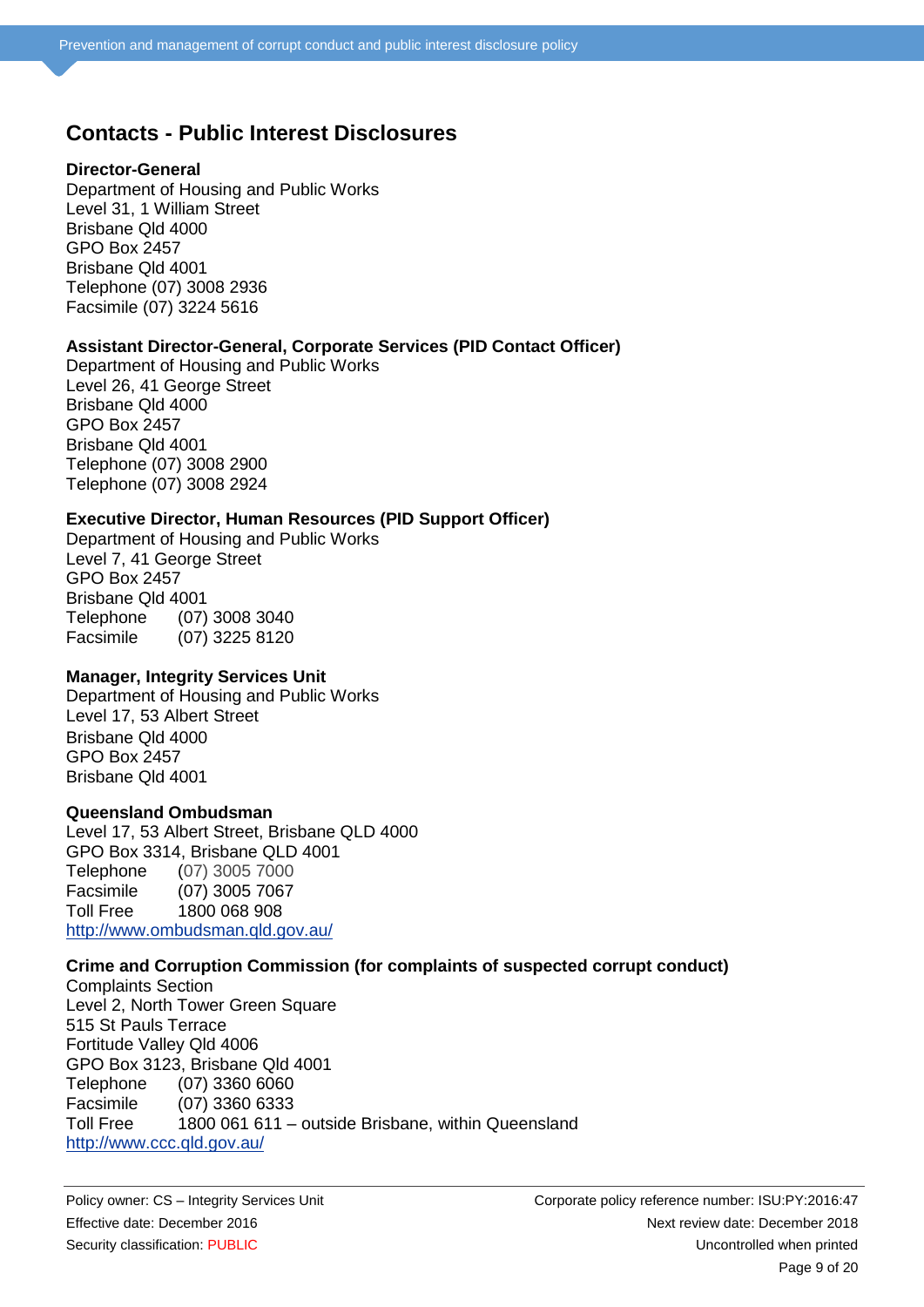## Contacts - Public Interest Disclosures

**Director-General**
Department of Housing and Public Works
Level 31, 1 William Street
Brisbane Qld 4000
GPO Box 2457
Brisbane Qld 4001
Telephone (07) 3008 2936
Facsimile (07) 3224 5616

**Assistant Director-General, Corporate Services (PID Contact Officer)**
Department of Housing and Public Works
Level 26, 41 George Street
Brisbane Qld 4000
GPO Box 2457
Brisbane Qld 4001
Telephone (07) 3008 2900
Telephone (07) 3008 2924

**Executive Director, Human Resources (PID Support Officer)**
Department of Housing and Public Works
Level 7, 41 George Street
GPO Box 2457
Brisbane Qld 4001
Telephone (07) 3008 3040
Facsimile (07) 3225 8120

**Manager, Integrity Services Unit**
Department of Housing and Public Works
Level 17, 53 Albert Street
Brisbane Qld 4000
GPO Box 2457
Brisbane Qld 4001

**Queensland Ombudsman**
Level 17, 53 Albert Street, Brisbane QLD 4000
GPO Box 3314, Brisbane QLD 4001
Telephone (07) 3005 7000
Facsimile (07) 3005 7067
Toll Free 1800 068 908
http://www.ombudsman.qld.gov.au/

**Crime and Corruption Commission (for complaints of suspected corrupt conduct)**
Complaints Section
Level 2, North Tower Green Square
515 St Pauls Terrace
Fortitude Valley Qld 4006
GPO Box 3123, Brisbane Qld 4001
Telephone (07) 3360 6060
Facsimile (07) 3360 6333
Toll Free 1800 061 611 – outside Brisbane, within Queensland
http://www.ccc.qld.gov.au/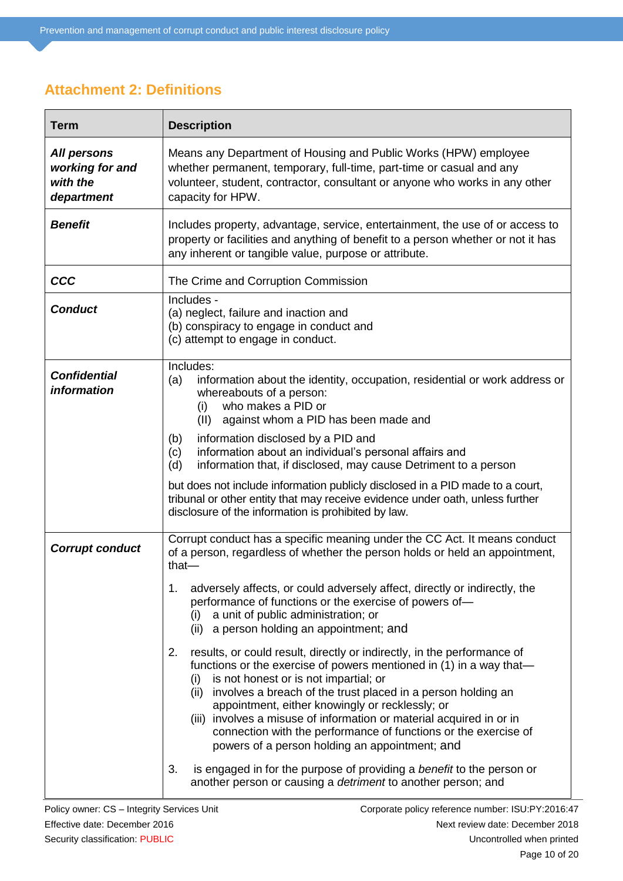## Attachment 2: Definitions

| Term | Description |
|---|---|
| ***All persons working for and with the department*** | Means any Department of Housing and Public Works (HPW) employee whether permanent, temporary, full-time, part-time or casual and any volunteer, student, contractor, consultant or anyone who works in any other capacity for HPW. |
| ***Benefit*** | Includes property, advantage, service, entertainment, the use of or access to property or facilities and anything of benefit to a person whether or not it has any inherent or tangible value, purpose or attribute. |
| ***CCC*** | The Crime and Corruption Commission |
| ***Conduct*** | Includes -<br>(a) neglect, failure and inaction and<br>(b) conspiracy to engage in conduct and<br>(c) attempt to engage in conduct. |
| ***Confidential information*** | Includes:<br>(a) information about the identity, occupation, residential or work address or whereabouts of a person:<br>(i) who makes a PID or<br>(II) against whom a PID has been made and<br>(b) information disclosed by a PID and<br>(c) information about an individual's personal affairs and<br>(d) information that, if disclosed, may cause Detriment to a person<br><br>but does not include information publicly disclosed in a PID made to a court, tribunal or other entity that may receive evidence under oath, unless further disclosure of the information is prohibited by law. |
| ***Corrupt conduct*** | Corrupt conduct has a specific meaning under the CC Act. It means conduct of a person, regardless of whether the person holds or held an appointment, that—<br><br>1. adversely affects, or could adversely affect, directly or indirectly, the performance of functions or the exercise of powers of—<br>(i) a unit of public administration; or<br>(ii) a person holding an appointment; and<br><br>2. results, or could result, directly or indirectly, in the performance of functions or the exercise of powers mentioned in (1) in a way that—<br>(i) is not honest or is not impartial; or<br>(ii) involves a breach of the trust placed in a person holding an appointment, either knowingly or recklessly; or<br>(iii) involves a misuse of information or material acquired in or in connection with the performance of functions or the exercise of powers of a person holding an appointment; and<br><br>3. is engaged in for the purpose of providing a *benefit* to the person or another person or causing a *detriment* to another person; and |

Policy owner: CS – Integrity Services Unit
Effective date: December 2016
Security classification: PUBLIC

Corporate policy reference number: ISU:PY:2016:47
Next review date: December 2018
Uncontrolled when printed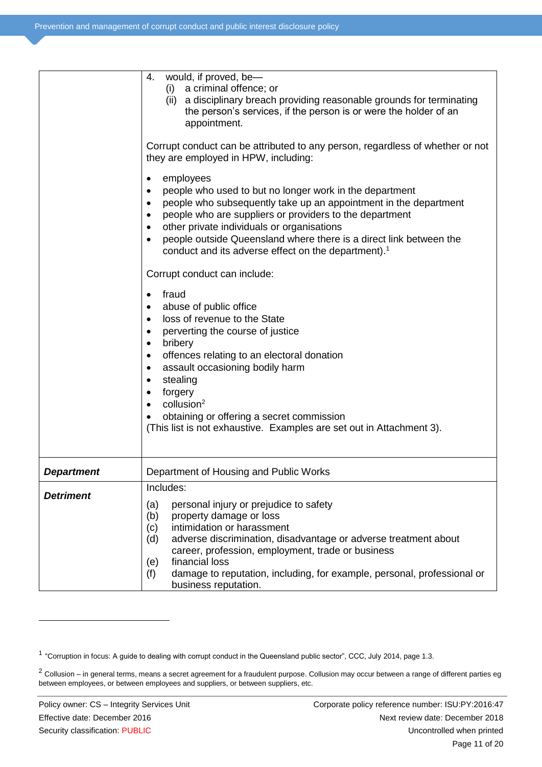| | |
|---|---|
| | 4. would, if proved, be—<br>(i) a criminal offence; or<br>(ii) a disciplinary breach providing reasonable grounds for terminating the person's services, if the person is or were the holder of an appointment.<br><br>Corrupt conduct can be attributed to any person, regardless of whether or not they are employed in HPW, including:<br><br>• employees<br>• people who used to but no longer work in the department<br>• people who subsequently take up an appointment in the department<br>• people who are suppliers or providers to the department<br>• other private individuals or organisations<br>• people outside Queensland where there is a direct link between the conduct and its adverse effect on the department).[1]<br><br>Corrupt conduct can include:<br><br>• fraud<br>• abuse of public office<br>• loss of revenue to the State<br>• perverting the course of justice<br>• bribery<br>• offences relating to an electoral donation<br>• assault occasioning bodily harm<br>• stealing<br>• forgery<br>• collusion[2]<br>• obtaining or offering a secret commission<br>(This list is not exhaustive. Examples are set out in Attachment 3). |
| ***Department*** | Department of Housing and Public Works |
| ***Detriment*** | Includes:<br><br>(a) personal injury or prejudice to safety<br>(b) property damage or loss<br>(c) intimidation or harassment<br>(d) adverse discrimination, disadvantage or adverse treatment about career, profession, employment, trade or business<br>(e) financial loss<br>(f) damage to reputation, including, for example, personal, professional or business reputation. |

[1] "Corruption in focus: A guide to dealing with corrupt conduct in the Queensland public sector", CCC, July 2014, page 1.3.

[2] Collusion – in general terms, means a secret agreement for a fraudulent purpose. Collusion may occur between a range of different parties eg between employees, or between employees and suppliers, or between suppliers, etc.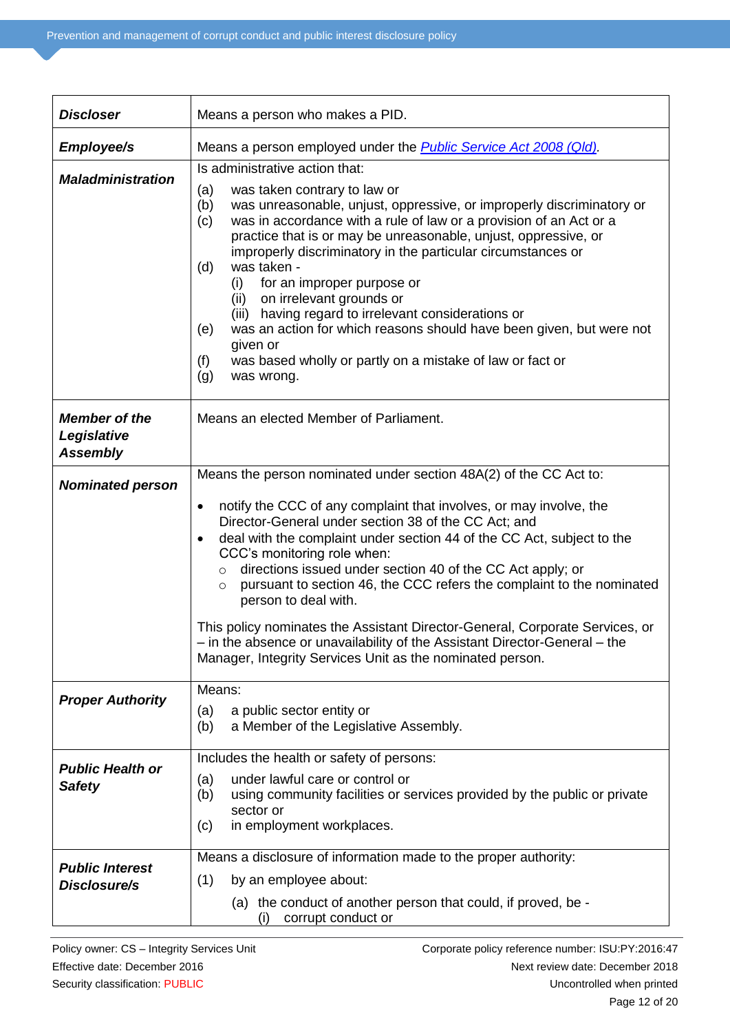| | |
|---|---|
| ***Discloser*** | Means a person who makes a PID. |
| ***Employee/s*** | Means a person employed under the [*Public Service Act 2008 (Qld)*](). |
| ***Maladministration*** | Is administrative action that:<br>(a) was taken contrary to law or<br>(b) was unreasonable, unjust, oppressive, or improperly discriminatory or<br>(c) was in accordance with a rule of law or a provision of an Act or a practice that is or may be unreasonable, unjust, oppressive, or improperly discriminatory in the particular circumstances or<br>(d) was taken -<br>(i) for an improper purpose or<br>(ii) on irrelevant grounds or<br>(iii) having regard to irrelevant considerations or<br>(e) was an action for which reasons should have been given, but were not given or<br>(f) was based wholly or partly on a mistake of law or fact or<br>(g) was wrong. |
| ***Member of the Legislative Assembly*** | Means an elected Member of Parliament. |
| ***Nominated person*** | Means the person nominated under section 48A(2) of the CC Act to:<br>• notify the CCC of any complaint that involves, or may involve, the Director-General under section 38 of the CC Act; and<br>• deal with the complaint under section 44 of the CC Act, subject to the CCC's monitoring role when:<br>○ directions issued under section 40 of the CC Act apply; or<br>○ pursuant to section 46, the CCC refers the complaint to the nominated person to deal with.<br><br>This policy nominates the Assistant Director-General, Corporate Services, or – in the absence or unavailability of the Assistant Director-General – the Manager, Integrity Services Unit as the nominated person. |
| ***Proper Authority*** | Means:<br>(a) a public sector entity or<br>(b) a Member of the Legislative Assembly. |
| ***Public Health or Safety*** | Includes the health or safety of persons:<br>(a) under lawful care or control or<br>(b) using community facilities or services provided by the public or private sector or<br>(c) in employment workplaces. |
| ***Public Interest Disclosure/s*** | Means a disclosure of information made to the proper authority:<br>(1) by an employee about:<br>(a) the conduct of another person that could, if proved, be -<br>(i) corrupt conduct or |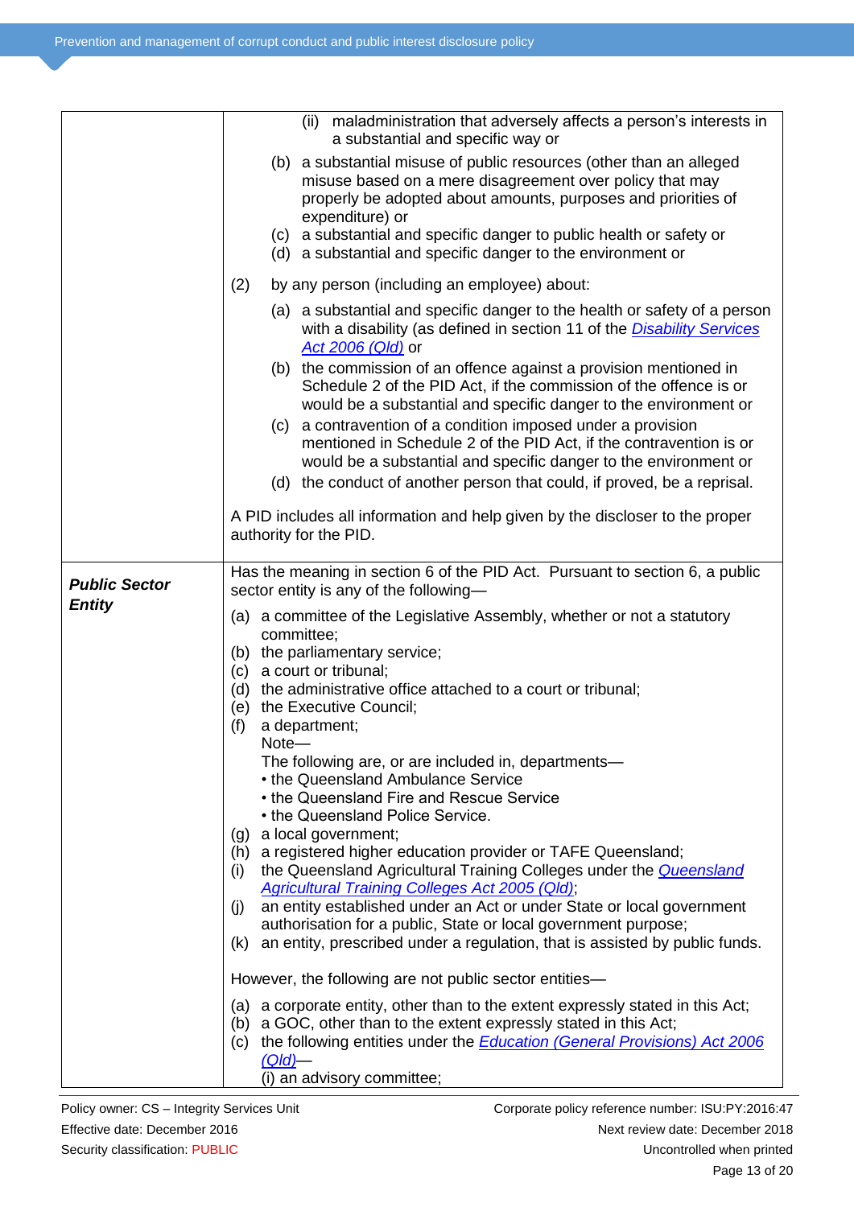| | |
|---|---|
| | (ii) maladministration that adversely affects a person's interests in a substantial and specific way or<br>(b) a substantial misuse of public resources (other than an alleged misuse based on a mere disagreement over policy that may properly be adopted about amounts, purposes and priorities of expenditure) or<br>(c) a substantial and specific danger to public health or safety or<br>(d) a substantial and specific danger to the environment or<br><br>(2) by any person (including an employee) about:<br>(a) a substantial and specific danger to the health or safety of a person with a disability (as defined in section 11 of the *Disability Services Act 2006 (Qld)* or<br>(b) the commission of an offence against a provision mentioned in Schedule 2 of the PID Act, if the commission of the offence is or would be a substantial and specific danger to the environment or<br>(c) a contravention of a condition imposed under a provision mentioned in Schedule 2 of the PID Act, if the contravention is or would be a substantial and specific danger to the environment or<br>(d) the conduct of another person that could, if proved, be a reprisal.<br><br>A PID includes all information and help given by the discloser to the proper authority for the PID. |
| ***Public Sector Entity*** | Has the meaning in section 6 of the PID Act. Pursuant to section 6, a public sector entity is any of the following—<br>(a) a committee of the Legislative Assembly, whether or not a statutory committee;<br>(b) the parliamentary service;<br>(c) a court or tribunal;<br>(d) the administrative office attached to a court or tribunal;<br>(e) the Executive Council;<br>(f) a department;<br>Note—<br>The following are, or are included in, departments—<br>• the Queensland Ambulance Service<br>• the Queensland Fire and Rescue Service<br>• the Queensland Police Service.<br>(g) a local government;<br>(h) a registered higher education provider or TAFE Queensland;<br>(i) the Queensland Agricultural Training Colleges under the *Queensland Agricultural Training Colleges Act 2005 (Qld)*;<br>(j) an entity established under an Act or under State or local government authorisation for a public, State or local government purpose;<br>(k) an entity, prescribed under a regulation, that is assisted by public funds.<br><br>However, the following are not public sector entities—<br>(a) a corporate entity, other than to the extent expressly stated in this Act;<br>(b) a GOC, other than to the extent expressly stated in this Act;<br>(c) the following entities under the *Education (General Provisions) Act 2006 (Qld)*—<br>(i) an advisory committee; |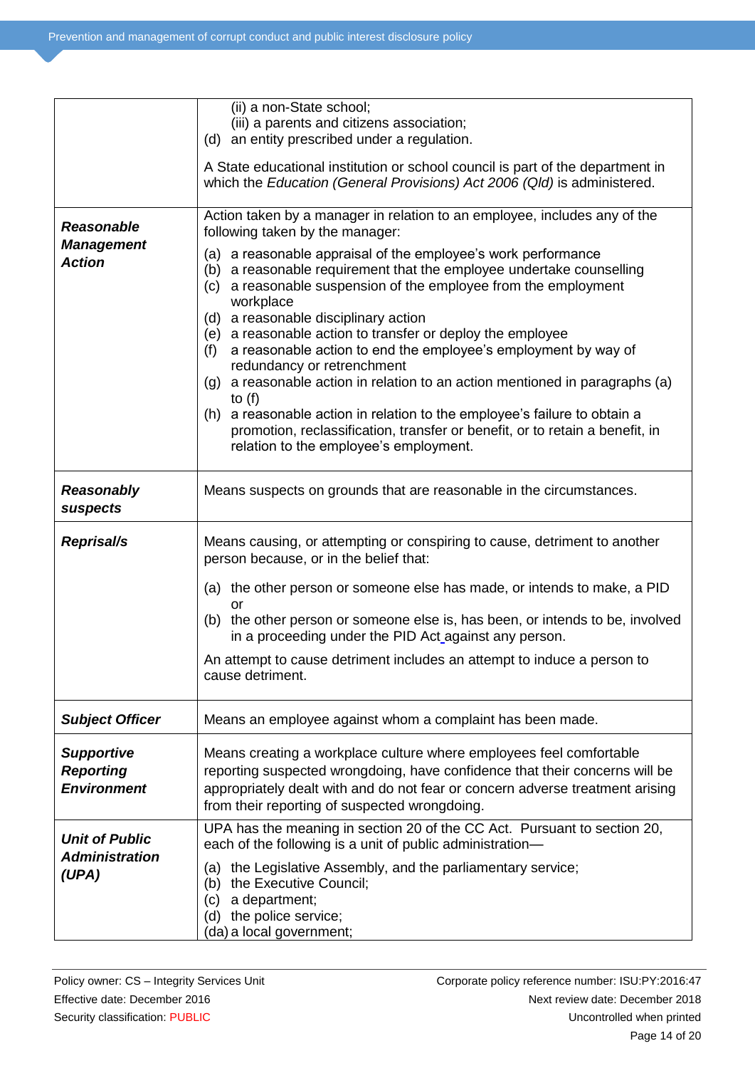| | |
|---|---|
| | (ii) a non-State school;<br>(iii) a parents and citizens association;<br>(d) an entity prescribed under a regulation.<br><br>A State educational institution or school council is part of the department in which the *Education (General Provisions) Act 2006 (Qld)* is administered. |
| ***Reasonable Management Action*** | Action taken by a manager in relation to an employee, includes any of the following taken by the manager:<br>(a) a reasonable appraisal of the employee's work performance<br>(b) a reasonable requirement that the employee undertake counselling<br>(c) a reasonable suspension of the employee from the employment workplace<br>(d) a reasonable disciplinary action<br>(e) a reasonable action to transfer or deploy the employee<br>(f) a reasonable action to end the employee's employment by way of redundancy or retrenchment<br>(g) a reasonable action in relation to an action mentioned in paragraphs (a) to (f)<br>(h) a reasonable action in relation to the employee's failure to obtain a promotion, reclassification, transfer or benefit, or to retain a benefit, in relation to the employee's employment. |
| ***Reasonably suspects*** | Means suspects on grounds that are reasonable in the circumstances. |
| ***Reprisal/s*** | Means causing, or attempting or conspiring to cause, detriment to another person because, or in the belief that:<br>(a) the other person or someone else has made, or intends to make, a PID or<br>(b) the other person or someone else is, has been, or intends to be, involved in a proceeding under the PID Act against any person.<br><br>An attempt to cause detriment includes an attempt to induce a person to cause detriment. |
| ***Subject Officer*** | Means an employee against whom a complaint has been made. |
| ***Supportive Reporting Environment*** | Means creating a workplace culture where employees feel comfortable reporting suspected wrongdoing, have confidence that their concerns will be appropriately dealt with and do not fear or concern adverse treatment arising from their reporting of suspected wrongdoing. |
| ***Unit of Public Administration (UPA)*** | UPA has the meaning in section 20 of the CC Act. Pursuant to section 20, each of the following is a unit of public administration—<br>(a) the Legislative Assembly, and the parliamentary service;<br>(b) the Executive Council;<br>(c) a department;<br>(d) the police service;<br>(da) a local government; |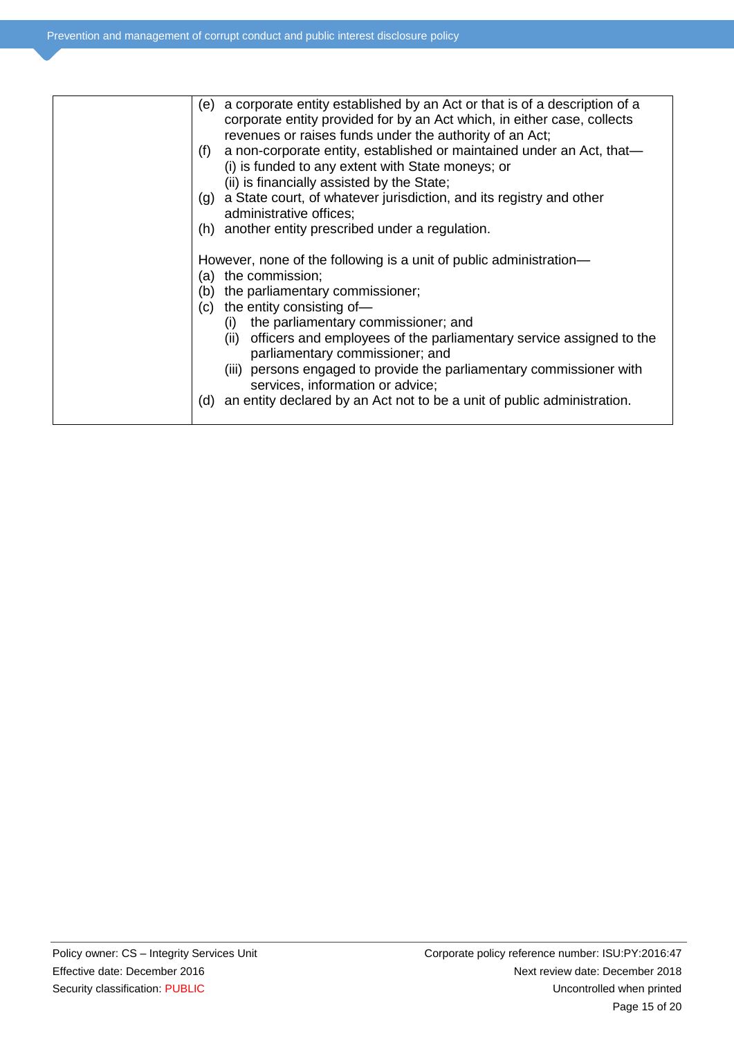| | |
|---|---|
| | (e) a corporate entity established by an Act or that is of a description of a corporate entity provided for by an Act which, in either case, collects revenues or raises funds under the authority of an Act;<br>(f) a non-corporate entity, established or maintained under an Act, that—<br>(i) is funded to any extent with State moneys; or<br>(ii) is financially assisted by the State;<br>(g) a State court, of whatever jurisdiction, and its registry and other administrative offices;<br>(h) another entity prescribed under a regulation.<br><br>However, none of the following is a unit of public administration—<br>(a) the commission;<br>(b) the parliamentary commissioner;<br>(c) the entity consisting of—<br>(i) the parliamentary commissioner; and<br>(ii) officers and employees of the parliamentary service assigned to the parliamentary commissioner; and<br>(iii) persons engaged to provide the parliamentary commissioner with services, information or advice;<br>(d) an entity declared by an Act not to be a unit of public administration. |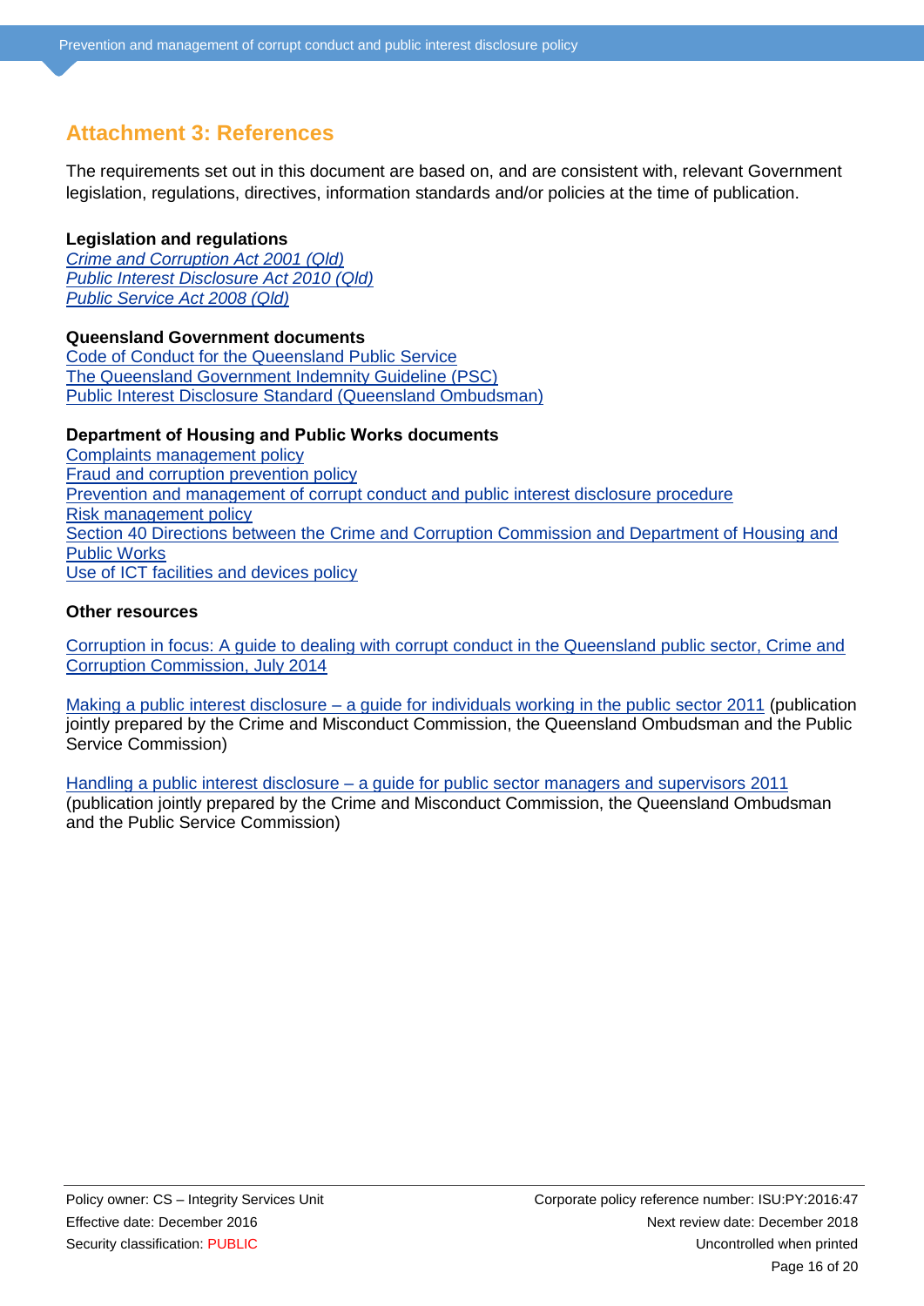## Attachment 3: References

The requirements set out in this document are based on, and are consistent with, relevant Government legislation, regulations, directives, information standards and/or policies at the time of publication.

**Legislation and regulations**

*Crime and Corruption Act 2001 (Qld)*
*Public Interest Disclosure Act 2010 (Qld)*
*Public Service Act 2008 (Qld)*

**Queensland Government documents**

Code of Conduct for the Queensland Public Service
The Queensland Government Indemnity Guideline (PSC)
Public Interest Disclosure Standard (Queensland Ombudsman)

**Department of Housing and Public Works documents**

Complaints management policy
Fraud and corruption prevention policy
Prevention and management of corrupt conduct and public interest disclosure procedure
Risk management policy
Section 40 Directions between the Crime and Corruption Commission and Department of Housing and Public Works
Use of ICT facilities and devices policy

**Other resources**

Corruption in focus: A guide to dealing with corrupt conduct in the Queensland public sector, Crime and Corruption Commission, July 2014

Making a public interest disclosure – a guide for individuals working in the public sector 2011 (publication jointly prepared by the Crime and Misconduct Commission, the Queensland Ombudsman and the Public Service Commission)

Handling a public interest disclosure – a guide for public sector managers and supervisors 2011 (publication jointly prepared by the Crime and Misconduct Commission, the Queensland Ombudsman and the Public Service Commission)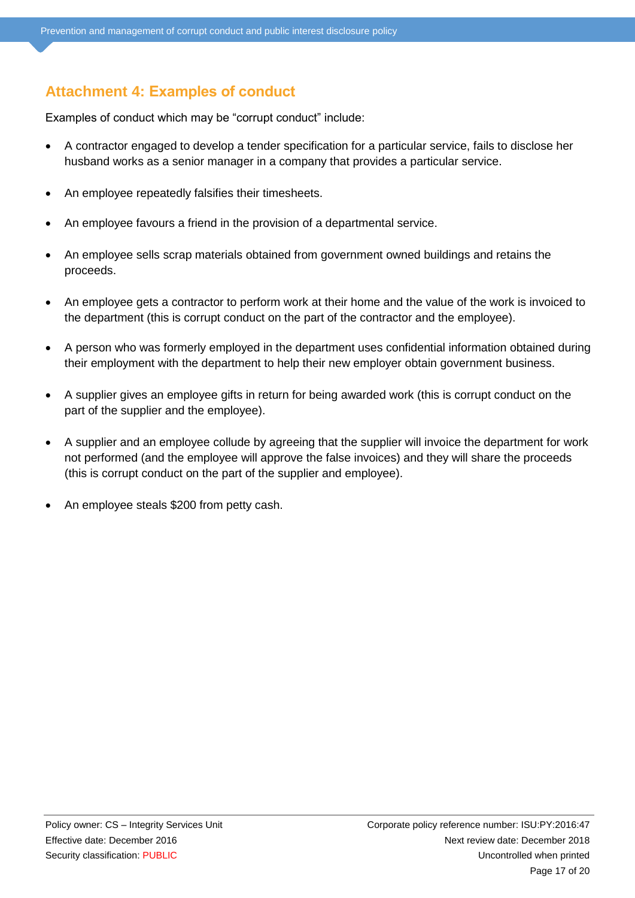## Attachment 4: Examples of conduct

Examples of conduct which may be "corrupt conduct" include:

- A contractor engaged to develop a tender specification for a particular service, fails to disclose her husband works as a senior manager in a company that provides a particular service.
- An employee repeatedly falsifies their timesheets.
- An employee favours a friend in the provision of a departmental service.
- An employee sells scrap materials obtained from government owned buildings and retains the proceeds.
- An employee gets a contractor to perform work at their home and the value of the work is invoiced to the department (this is corrupt conduct on the part of the contractor and the employee).
- A person who was formerly employed in the department uses confidential information obtained during their employment with the department to help their new employer obtain government business.
- A supplier gives an employee gifts in return for being awarded work (this is corrupt conduct on the part of the supplier and the employee).
- A supplier and an employee collude by agreeing that the supplier will invoice the department for work not performed (and the employee will approve the false invoices) and they will share the proceeds (this is corrupt conduct on the part of the supplier and employee).
- An employee steals $200 from petty cash.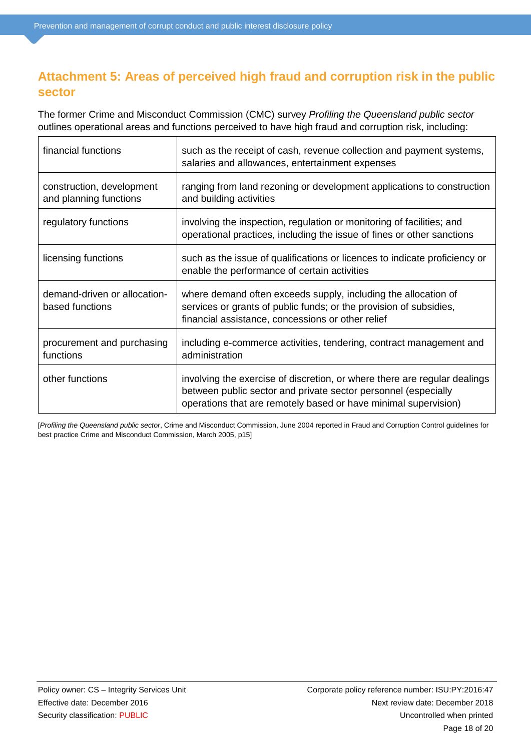## Attachment 5: Areas of perceived high fraud and corruption risk in the public sector

The former Crime and Misconduct Commission (CMC) survey *Profiling the Queensland public sector* outlines operational areas and functions perceived to have high fraud and corruption risk, including:

| | |
|---|---|
| financial functions | such as the receipt of cash, revenue collection and payment systems, salaries and allowances, entertainment expenses |
| construction, development and planning functions | ranging from land rezoning or development applications to construction and building activities |
| regulatory functions | involving the inspection, regulation or monitoring of facilities; and operational practices, including the issue of fines or other sanctions |
| licensing functions | such as the issue of qualifications or licences to indicate proficiency or enable the performance of certain activities |
| demand-driven or allocation-based functions | where demand often exceeds supply, including the allocation of services or grants of public funds; or the provision of subsidies, financial assistance, concessions or other relief |
| procurement and purchasing functions | including e-commerce activities, tendering, contract management and administration |
| other functions | involving the exercise of discretion, or where there are regular dealings between public sector and private sector personnel (especially operations that are remotely based or have minimal supervision) |

[*Profiling the Queensland public sector*, Crime and Misconduct Commission, June 2004 reported in Fraud and Corruption Control guidelines for best practice Crime and Misconduct Commission, March 2005, p15]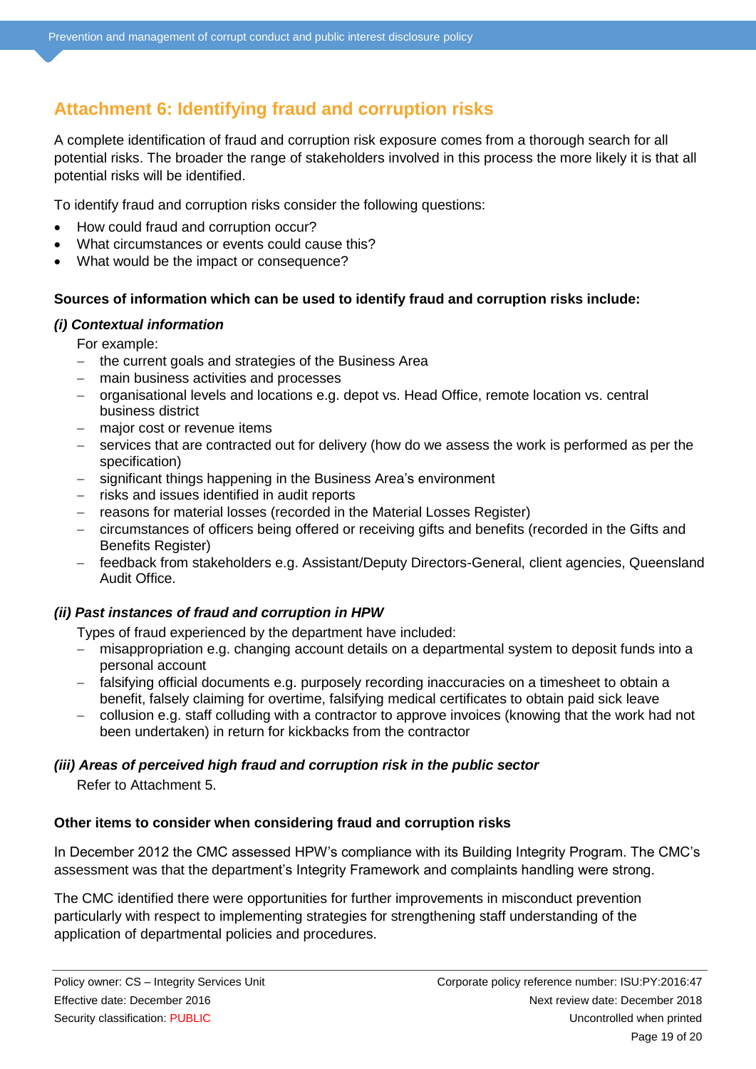## Attachment 6: Identifying fraud and corruption risks

A complete identification of fraud and corruption risk exposure comes from a thorough search for all potential risks. The broader the range of stakeholders involved in this process the more likely it is that all potential risks will be identified.

To identify fraud and corruption risks consider the following questions:

- How could fraud and corruption occur?
- What circumstances or events could cause this?
- What would be the impact or consequence?

**Sources of information which can be used to identify fraud and corruption risks include:**

***(i) Contextual information***

For example:

- the current goals and strategies of the Business Area
- main business activities and processes
- organisational levels and locations e.g. depot vs. Head Office, remote location vs. central business district
- major cost or revenue items
- services that are contracted out for delivery (how do we assess the work is performed as per the specification)
- significant things happening in the Business Area's environment
- risks and issues identified in audit reports
- reasons for material losses (recorded in the Material Losses Register)
- circumstances of officers being offered or receiving gifts and benefits (recorded in the Gifts and Benefits Register)
- feedback from stakeholders e.g. Assistant/Deputy Directors-General, client agencies, Queensland Audit Office.

***(ii) Past instances of fraud and corruption in HPW***

Types of fraud experienced by the department have included:

- misappropriation e.g. changing account details on a departmental system to deposit funds into a personal account
- falsifying official documents e.g. purposely recording inaccuracies on a timesheet to obtain a benefit, falsely claiming for overtime, falsifying medical certificates to obtain paid sick leave
- collusion e.g. staff colluding with a contractor to approve invoices (knowing that the work had not been undertaken) in return for kickbacks from the contractor

***(iii) Areas of perceived high fraud and corruption risk in the public sector***

Refer to Attachment 5.

**Other items to consider when considering fraud and corruption risks**

In December 2012 the CMC assessed HPW's compliance with its Building Integrity Program. The CMC's assessment was that the department's Integrity Framework and complaints handling were strong.

The CMC identified there were opportunities for further improvements in misconduct prevention particularly with respect to implementing strategies for strengthening staff understanding of the application of departmental policies and procedures.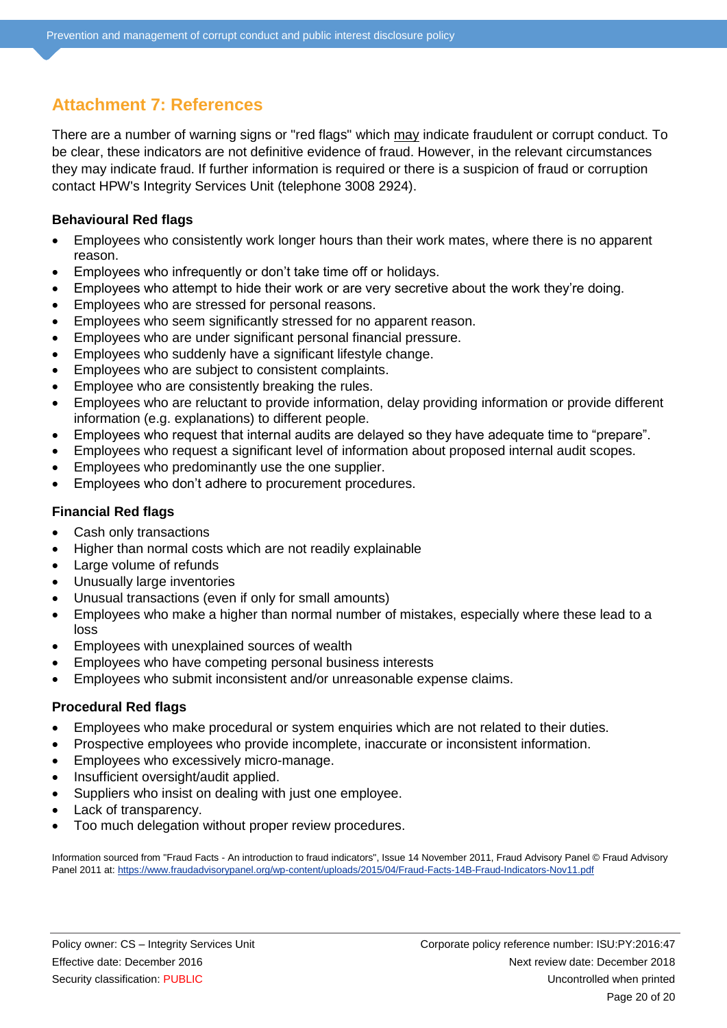## Attachment 7: References

There are a number of warning signs or "red flags" which may indicate fraudulent or corrupt conduct. To be clear, these indicators are not definitive evidence of fraud. However, in the relevant circumstances they may indicate fraud. If further information is required or there is a suspicion of fraud or corruption contact HPW's Integrity Services Unit (telephone 3008 2924).

**Behavioural Red flags**

- Employees who consistently work longer hours than their work mates, where there is no apparent reason.
- Employees who infrequently or don't take time off or holidays.
- Employees who attempt to hide their work or are very secretive about the work they're doing.
- Employees who are stressed for personal reasons.
- Employees who seem significantly stressed for no apparent reason.
- Employees who are under significant personal financial pressure.
- Employees who suddenly have a significant lifestyle change.
- Employees who are subject to consistent complaints.
- Employee who are consistently breaking the rules.
- Employees who are reluctant to provide information, delay providing information or provide different information (e.g. explanations) to different people.
- Employees who request that internal audits are delayed so they have adequate time to "prepare".
- Employees who request a significant level of information about proposed internal audit scopes.
- Employees who predominantly use the one supplier.
- Employees who don't adhere to procurement procedures.

**Financial Red flags**

- Cash only transactions
- Higher than normal costs which are not readily explainable
- Large volume of refunds
- Unusually large inventories
- Unusual transactions (even if only for small amounts)
- Employees who make a higher than normal number of mistakes, especially where these lead to a loss
- Employees with unexplained sources of wealth
- Employees who have competing personal business interests
- Employees who submit inconsistent and/or unreasonable expense claims.

**Procedural Red flags**

- Employees who make procedural or system enquiries which are not related to their duties.
- Prospective employees who provide incomplete, inaccurate or inconsistent information.
- Employees who excessively micro-manage.
- Insufficient oversight/audit applied.
- Suppliers who insist on dealing with just one employee.
- Lack of transparency.
- Too much delegation without proper review procedures.

Information sourced from "Fraud Facts - An introduction to fraud indicators", Issue 14 November 2011, Fraud Advisory Panel © Fraud Advisory Panel 2011 at: https://www.fraudadvisorypanel.org/wp-content/uploads/2015/04/Fraud-Facts-14B-Fraud-Indicators-Nov11.pdf

Policy owner: CS – Integrity Services Unit
Effective date: December 2016
Security classification: PUBLIC

Corporate policy reference number: ISU:PY:2016:47
Next review date: December 2018
Uncontrolled when printed